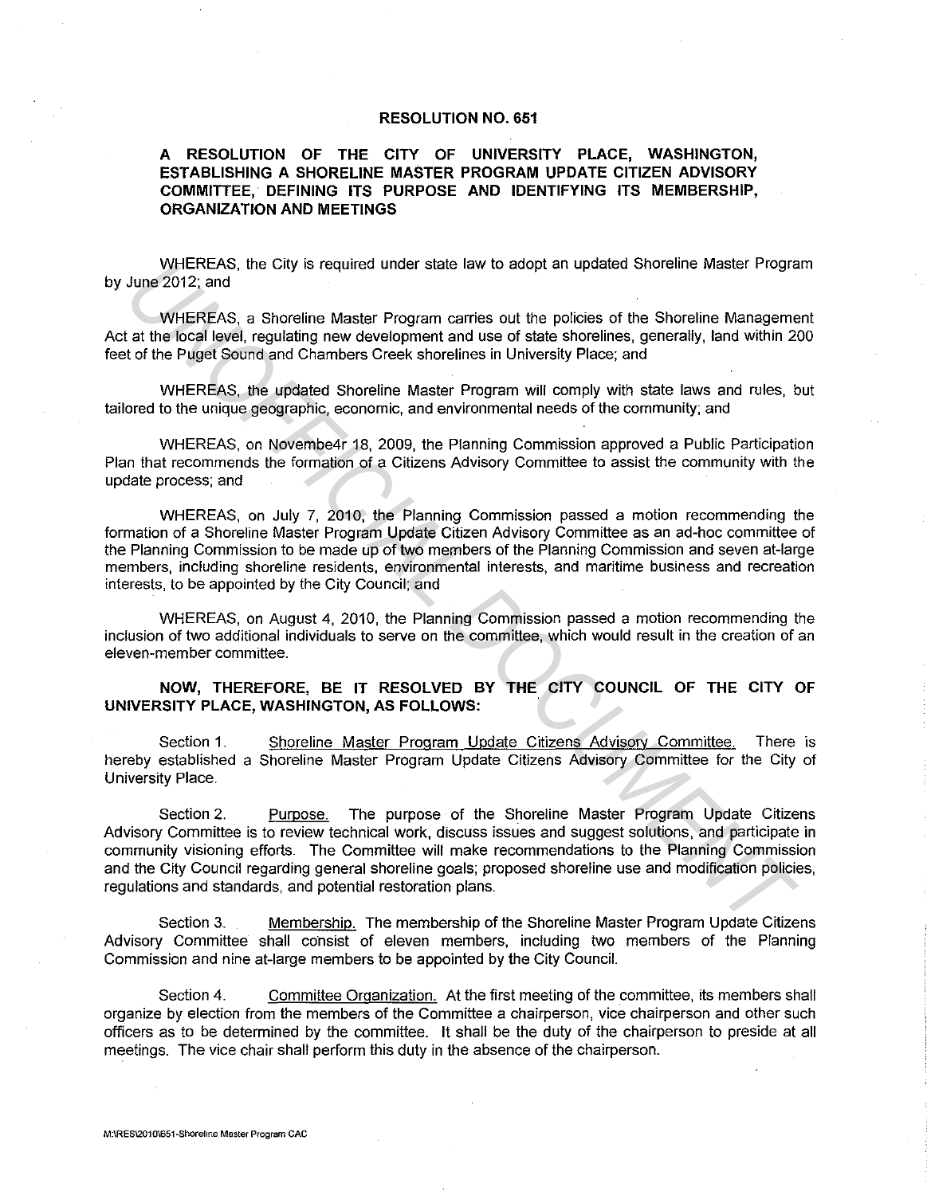# RESOLUTION NO. 651

## A RESOLUTION OF THE CITY OF UNIVERSITY PLACE, WASHINGTON, ESTABLISHING A SHORELINE MASTER PROGRAM UPDATE CITIZEN ADVISORY COMMITTEE, DEFINING ITS PURPOSE AND IDENTIFYING ITS MEMBERSHIP, ORGANIZATION AND MEETINGS

WHEREAS, the City is required under state law to adopt an updated Shoreline Master Program by June 2012; and

WHEREAS, a Shoreline Master Program carries out the policies of the Shoreline Management Act at the local level, regulating new development and use of state shorelines, generally, land within 200 feet of the Puget Sound and Chambers Creek shorelines in University Place; and

WHEREAS, the updated Shoreline Master Program will comply with state laws and rules, but tailored to the unique geographic, economic, and environmental needs of the community; and

WHEREAS, on Novembe4r 18, 2009, the Planning Commission approved a Public Participation Plan that recommends the formation of a Citizens Advisory Committee to assist the community with the update process; and

WHEREAS, on July 7, 2010, the Planning Commission passed a motion recommending the formation of a Shoreline Master Program Update Citizen Advisory Committee as an ad-hoc committee of the Planning Commission to be made up of two members of the Planning Commission and seven at-large members, including shoreline residents, environmental interests, and maritime business and recreation interests, to be appointed by the City Council; and

WHEREAS, on August 4, 2010, the Planning Commission passed a motion recommending the inclusion of two additional individuals to serve on the committee, which would result in the creation of an eleven-member committee.

**NOW, THEREFORE, BE IT RESOLVED BY THE CITY COUNCIL OF THE CITY OF UNIVERSITY PLACE, WASHINGTON, AS FOLLOWS:**

Section 1. Shoreline Master Program Update Citizens Advisory Committee. There is hereby established a Shoreline Master Program Update Citizens Advisory Committee for the City of University Place.

Section 2. Purpose. The purpose of the Shoreline Master Program Update Citizens Advisory Committee is to review technical work, discuss issues and suggest solutions, and participate in community visioning efforts. The Committee will make recommendations to the Planning Commission and the City Council regarding general shoreline goals; proposed shoreline use and modification policies, regulations and standards, and potential restoration plans.

Section 3. Membership. The membership of the Shoreline Master Program Update Citizens Advisory Committee shall consist of eleven members, including two members of the Planning Commission and nine at-large members to be appointed by the City Council.

Section 4. Committee Organization. At the first meeting of the committee, its members shall organize by election from the members of the Committee a chairperson, vice chairperson and other such officers as to be determined by the committee. It shall be the duty of the chairperson to preside at all meetings. The vice chair shall perform this duty in the absence of the chairperson.

M:\RES\2010\651-Shoreline Master Program CAC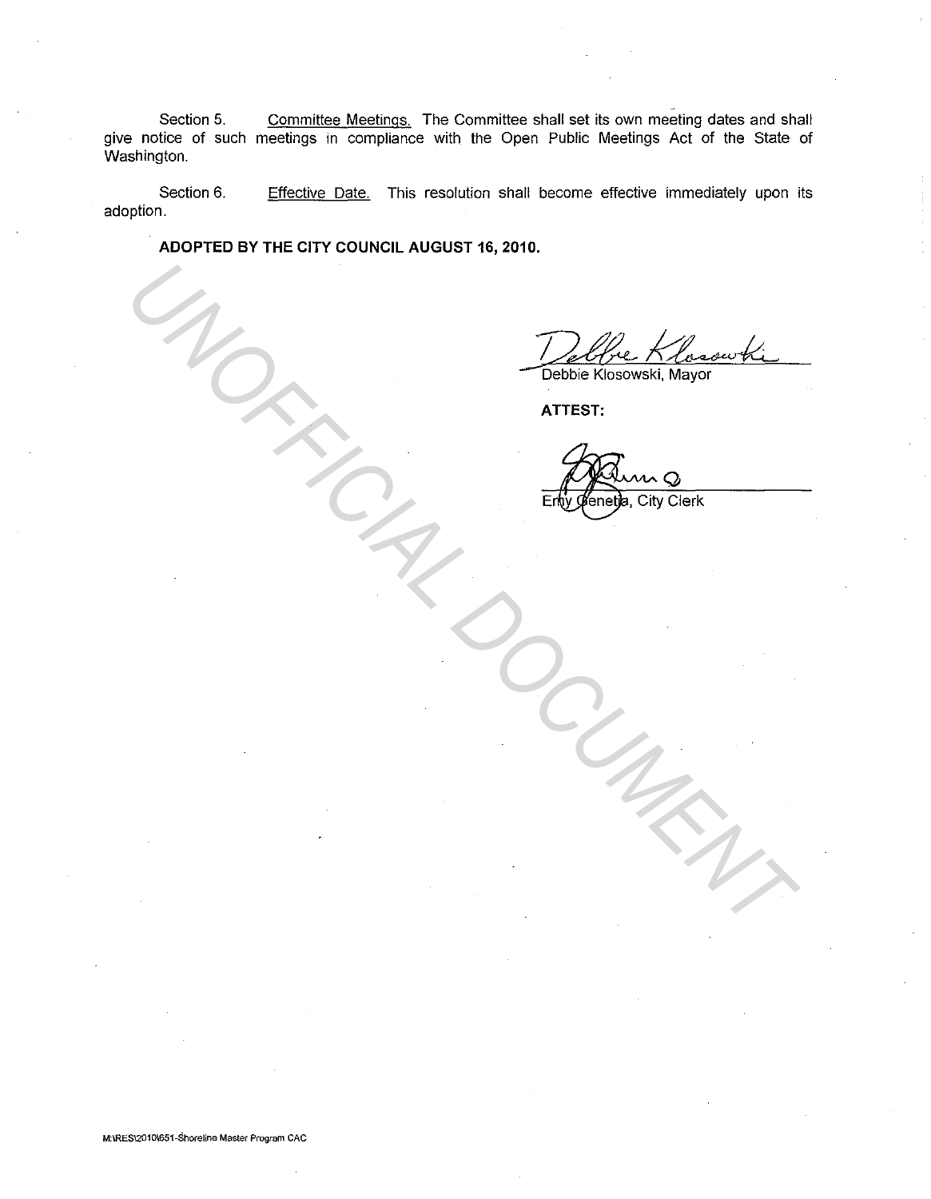Section 5. Committee Meetings. The Committee shall set its own meeting dates and shall give notice of such meetings in compliance with the Open Public Meetings Act of the State of Washington.

Section 6. Effective Date. This resolution shall become effective immediately upon its adoption.

**ADOPTED BY THE CITY COUNCIL AUGUST 16, 2010.**

Debbie Klosowski, Mayor

**ATTEST:**

Emy Genetia, City Clerk

UNOFFICIAL DOCUMENT

M:\RES\2010\651-Shoreline Master Program CAC